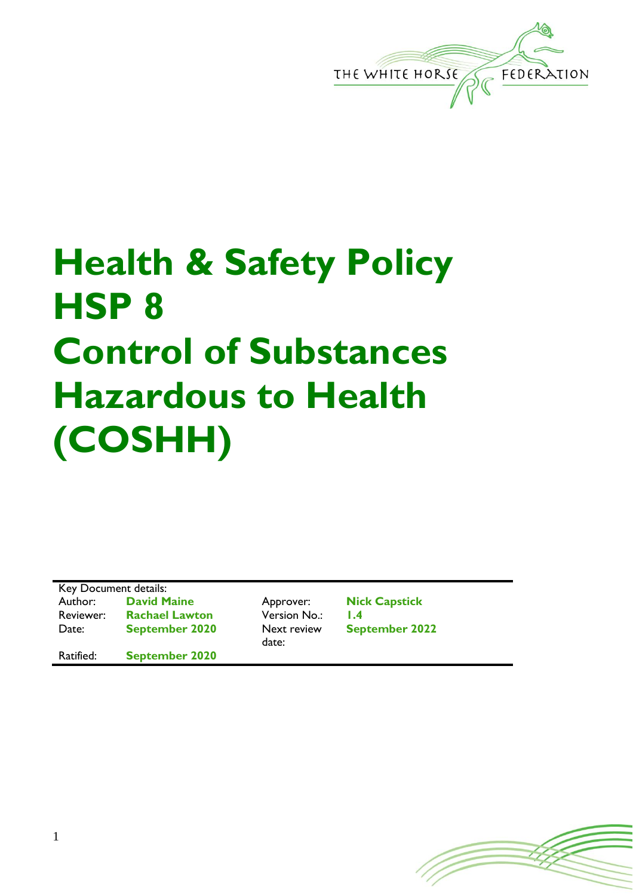THE WHITE HORSE FEDERATION

# Health & Safety Policy HSP 8 Control of Substances Hazardous to Health (COSHH)

Key Document details:

| | | | |
|---|---|---|---|
| Author: | **David Maine** | Approver: | **Nick Capstick** |
| Reviewer: | **Rachael Lawton** | Version No.: | **1.4** |
| Date: | **September 2020** | Next review date: | **September 2022** |
| Ratified: | **September 2020** | | |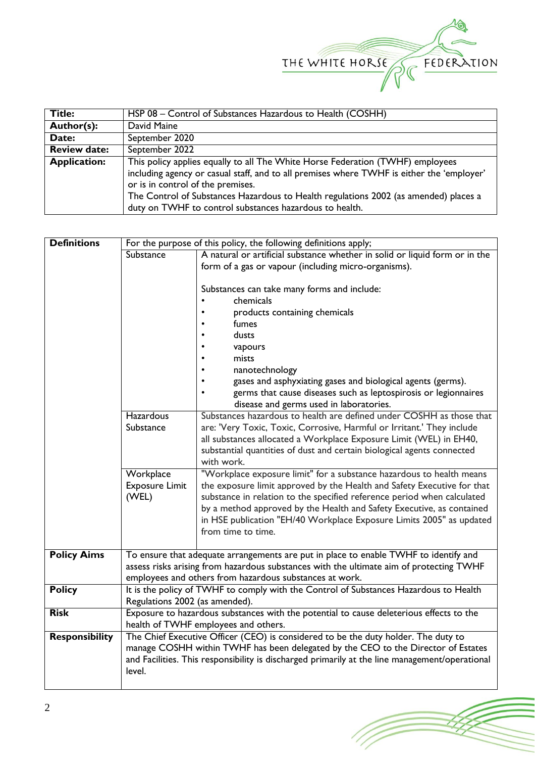| **Title:** | HSP 08 – Control of Substances Hazardous to Health (COSHH) |
|---|---|
| **Author(s):** | David Maine |
| **Date:** | September 2020 |
| **Review date:** | September 2022 |
| **Application:** | This policy applies equally to all The White Horse Federation (TWHF) employees including agency or casual staff, and to all premises where TWHF is either the 'employer' or is in control of the premises.<br>The Control of Substances Hazardous to Health regulations 2002 (as amended) places a duty on TWHF to control substances hazardous to health. |

| **Definitions** | For the purpose of this policy, the following definitions apply; | |
|---|---|---|
| | Substance | A natural or artificial substance whether in solid or liquid form or in the form of a gas or vapour (including micro-organisms).<br><br>Substances can take many forms and include:<br>• chemicals<br>• products containing chemicals<br>• fumes<br>• dusts<br>• vapours<br>• mists<br>• nanotechnology<br>• gases and asphyxiating gases and biological agents (germs).<br>• germs that cause diseases such as leptospirosis or legionnaires disease and germs used in laboratories. |
| | Hazardous Substance | Substances hazardous to health are defined under COSHH as those that are: 'Very Toxic, Toxic, Corrosive, Harmful or Irritant.' They include all substances allocated a Workplace Exposure Limit (WEL) in EH40, substantial quantities of dust and certain biological agents connected with work. |
| | Workplace Exposure Limit (WEL) | "Workplace exposure limit" for a substance hazardous to health means the exposure limit approved by the Health and Safety Executive for that substance in relation to the specified reference period when calculated by a method approved by the Health and Safety Executive, as contained in HSE publication "EH/40 Workplace Exposure Limits 2005" as updated from time to time. |
| **Policy Aims** | To ensure that adequate arrangements are put in place to enable TWHF to identify and assess risks arising from hazardous substances with the ultimate aim of protecting TWHF employees and others from hazardous substances at work. | |
| **Policy** | It is the policy of TWHF to comply with the Control of Substances Hazardous to Health Regulations 2002 (as amended). | |
| **Risk** | Exposure to hazardous substances with the potential to cause deleterious effects to the health of TWHF employees and others. | |
| **Responsibility** | The Chief Executive Officer (CEO) is considered to be the duty holder. The duty to manage COSHH within TWHF has been delegated by the CEO to the Director of Estates and Facilities. This responsibility is discharged primarily at the line management/operational level. | |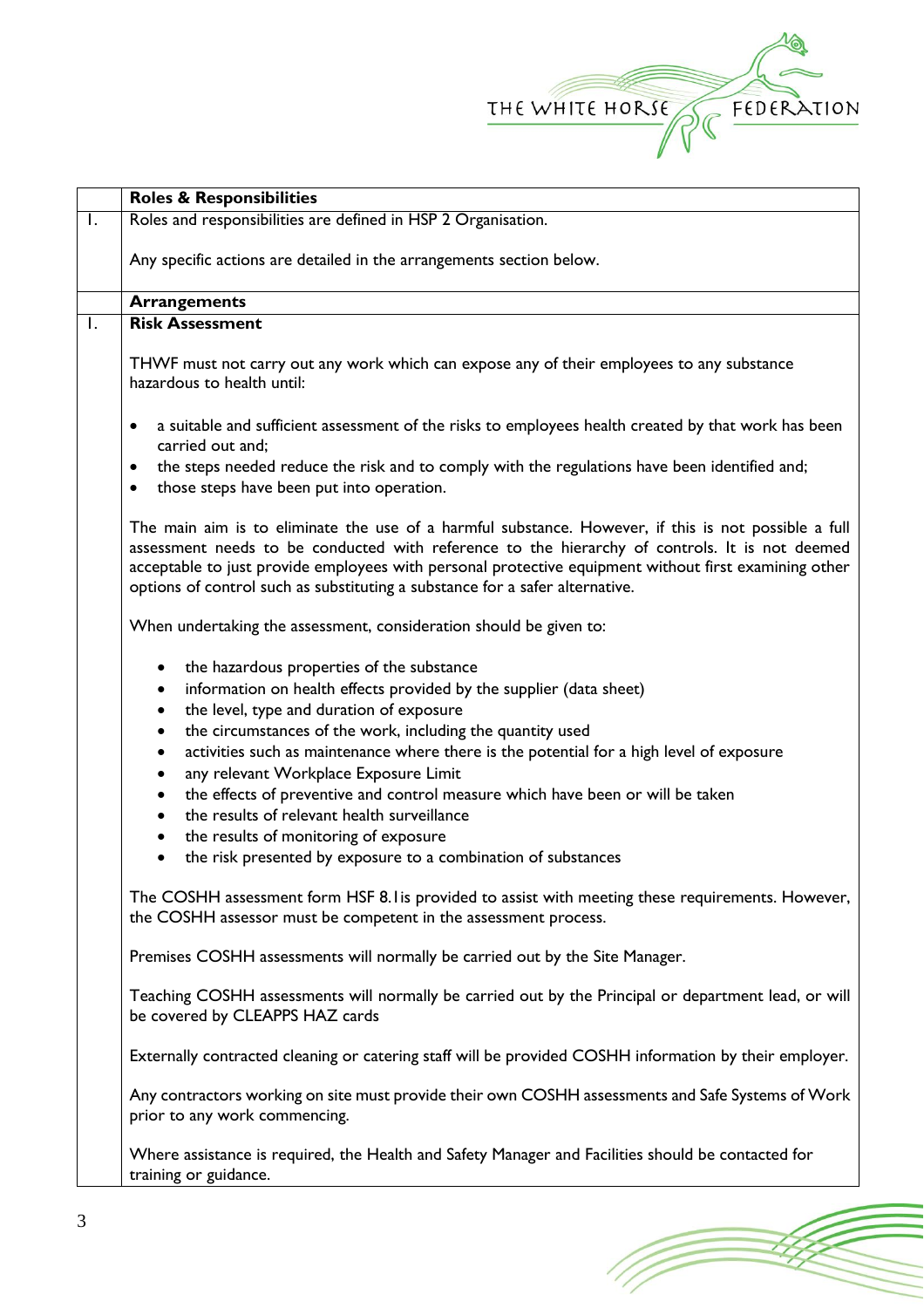| | **Roles & Responsibilities** |
|---|---|
| 1. | Roles and responsibilities are defined in HSP 2 Organisation.<br><br>Any specific actions are detailed in the arrangements section below. |
| | **Arrangements** |
| 1. | **Risk Assessment**<br><br>THWF must not carry out any work which can expose any of their employees to any substance hazardous to health until:<br><br>• a suitable and sufficient assessment of the risks to employees health created by that work has been carried out and;<br>• the steps needed reduce the risk and to comply with the regulations have been identified and;<br>• those steps have been put into operation.<br><br>The main aim is to eliminate the use of a harmful substance. However, if this is not possible a full assessment needs to be conducted with reference to the hierarchy of controls. It is not deemed acceptable to just provide employees with personal protective equipment without first examining other options of control such as substituting a substance for a safer alternative.<br><br>When undertaking the assessment, consideration should be given to:<br><br>• the hazardous properties of the substance<br>• information on health effects provided by the supplier (data sheet)<br>• the level, type and duration of exposure<br>• the circumstances of the work, including the quantity used<br>• activities such as maintenance where there is the potential for a high level of exposure<br>• any relevant Workplace Exposure Limit<br>• the effects of preventive and control measure which have been or will be taken<br>• the results of relevant health surveillance<br>• the results of monitoring of exposure<br>• the risk presented by exposure to a combination of substances<br><br>The COSHH assessment form HSF 8.1is provided to assist with meeting these requirements. However, the COSHH assessor must be competent in the assessment process.<br><br>Premises COSHH assessments will normally be carried out by the Site Manager.<br><br>Teaching COSHH assessments will normally be carried out by the Principal or department lead, or will be covered by CLEAPPS HAZ cards<br><br>Externally contracted cleaning or catering staff will be provided COSHH information by their employer.<br><br>Any contractors working on site must provide their own COSHH assessments and Safe Systems of Work prior to any work commencing.<br><br>Where assistance is required, the Health and Safety Manager and Facilities should be contacted for training or guidance. |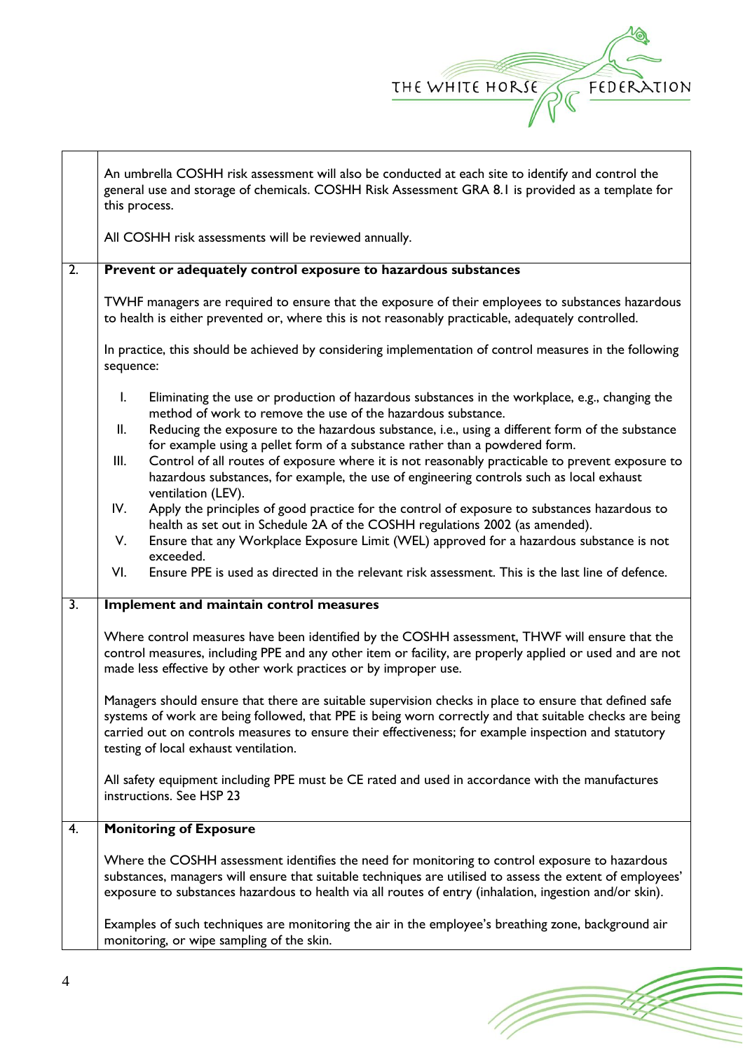| | |
|---|---|
| | An umbrella COSHH risk assessment will also be conducted at each site to identify and control the general use and storage of chemicals. COSHH Risk Assessment GRA 8.1 is provided as a template for this process.<br><br>All COSHH risk assessments will be reviewed annually. |
| 2. | **Prevent or adequately control exposure to hazardous substances**<br><br>TWHF managers are required to ensure that the exposure of their employees to substances hazardous to health is either prevented or, where this is not reasonably practicable, adequately controlled.<br><br>In practice, this should be achieved by considering implementation of control measures in the following sequence:<br><br>I. Eliminating the use or production of hazardous substances in the workplace, e.g., changing the method of work to remove the use of the hazardous substance.<br>II. Reducing the exposure to the hazardous substance, i.e., using a different form of the substance for example using a pellet form of a substance rather than a powdered form.<br>III. Control of all routes of exposure where it is not reasonably practicable to prevent exposure to hazardous substances, for example, the use of engineering controls such as local exhaust ventilation (LEV).<br>IV. Apply the principles of good practice for the control of exposure to substances hazardous to health as set out in Schedule 2A of the COSHH regulations 2002 (as amended).<br>V. Ensure that any Workplace Exposure Limit (WEL) approved for a hazardous substance is not exceeded.<br>VI. Ensure PPE is used as directed in the relevant risk assessment. This is the last line of defence. |
| 3. | **Implement and maintain control measures**<br><br>Where control measures have been identified by the COSHH assessment, THWF will ensure that the control measures, including PPE and any other item or facility, are properly applied or used and are not made less effective by other work practices or by improper use.<br><br>Managers should ensure that there are suitable supervision checks in place to ensure that defined safe systems of work are being followed, that PPE is being worn correctly and that suitable checks are being carried out on controls measures to ensure their effectiveness; for example inspection and statutory testing of local exhaust ventilation.<br><br>All safety equipment including PPE must be CE rated and used in accordance with the manufactures instructions. See HSP 23 |
| 4. | **Monitoring of Exposure**<br><br>Where the COSHH assessment identifies the need for monitoring to control exposure to hazardous substances, managers will ensure that suitable techniques are utilised to assess the extent of employees' exposure to substances hazardous to health via all routes of entry (inhalation, ingestion and/or skin).<br><br>Examples of such techniques are monitoring the air in the employee's breathing zone, background air monitoring, or wipe sampling of the skin. |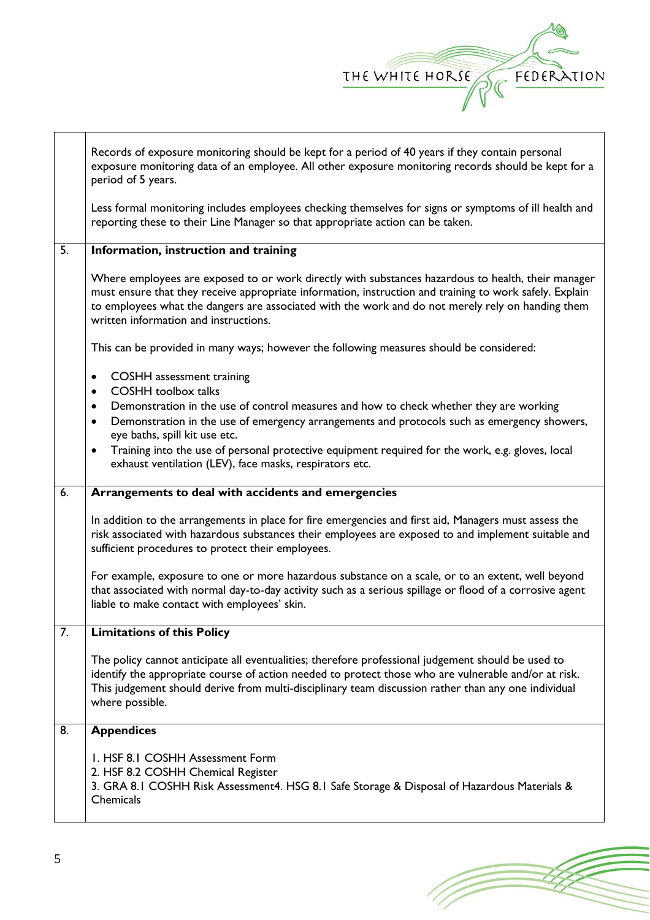Records of exposure monitoring should be kept for a period of 40 years if they contain personal exposure monitoring data of an employee. All other exposure monitoring records should be kept for a period of 5 years.

Less formal monitoring includes employees checking themselves for signs or symptoms of ill health and reporting these to their Line Manager so that appropriate action can be taken.

## 5. Information, instruction and training

Where employees are exposed to or work directly with substances hazardous to health, their manager must ensure that they receive appropriate information, instruction and training to work safely. Explain to employees what the dangers are associated with the work and do not merely rely on handing them written information and instructions.

This can be provided in many ways; however the following measures should be considered:

- COSHH assessment training
- COSHH toolbox talks
- Demonstration in the use of control measures and how to check whether they are working
- Demonstration in the use of emergency arrangements and protocols such as emergency showers, eye baths, spill kit use etc.
- Training into the use of personal protective equipment required for the work, e.g. gloves, local exhaust ventilation (LEV), face masks, respirators etc.

## 6. Arrangements to deal with accidents and emergencies

In addition to the arrangements in place for fire emergencies and first aid, Managers must assess the risk associated with hazardous substances their employees are exposed to and implement suitable and sufficient procedures to protect their employees.

For example, exposure to one or more hazardous substance on a scale, or to an extent, well beyond that associated with normal day-to-day activity such as a serious spillage or flood of a corrosive agent liable to make contact with employees' skin.

## 7. Limitations of this Policy

The policy cannot anticipate all eventualities; therefore professional judgement should be used to identify the appropriate course of action needed to protect those who are vulnerable and/or at risk. This judgement should derive from multi-disciplinary team discussion rather than any one individual where possible.

## 8. Appendices

1. HSF 8.1 COSHH Assessment Form
2. HSF 8.2 COSHH Chemical Register
3. GRA 8.1 COSHH Risk Assessment4. HSG 8.1 Safe Storage & Disposal of Hazardous Materials & Chemicals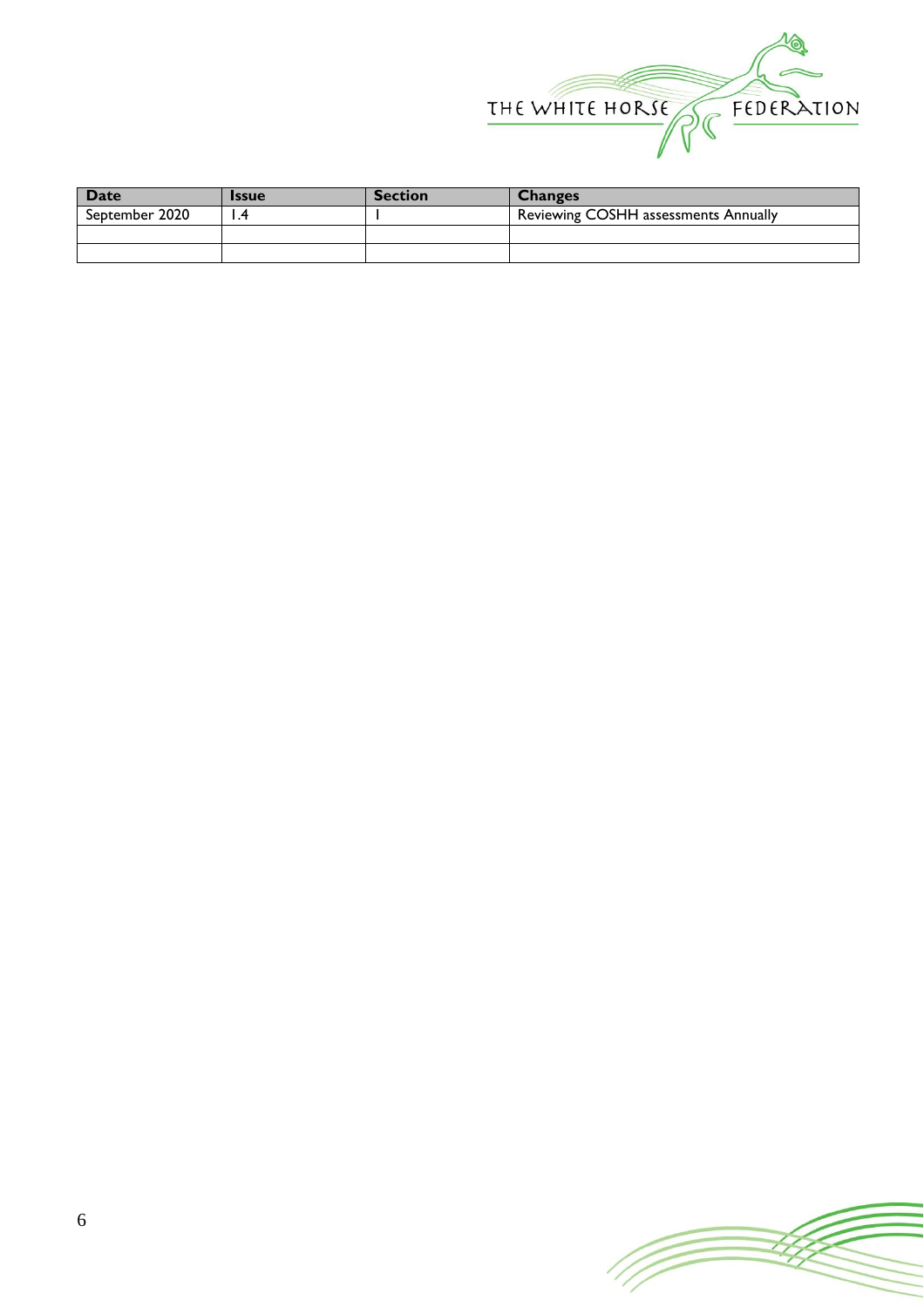| Date | Issue | Section | Changes |
| --- | --- | --- | --- |
| September 2020 | 1.4 | 1 | Reviewing COSHH assessments Annually |
| | | | |
| | | | |